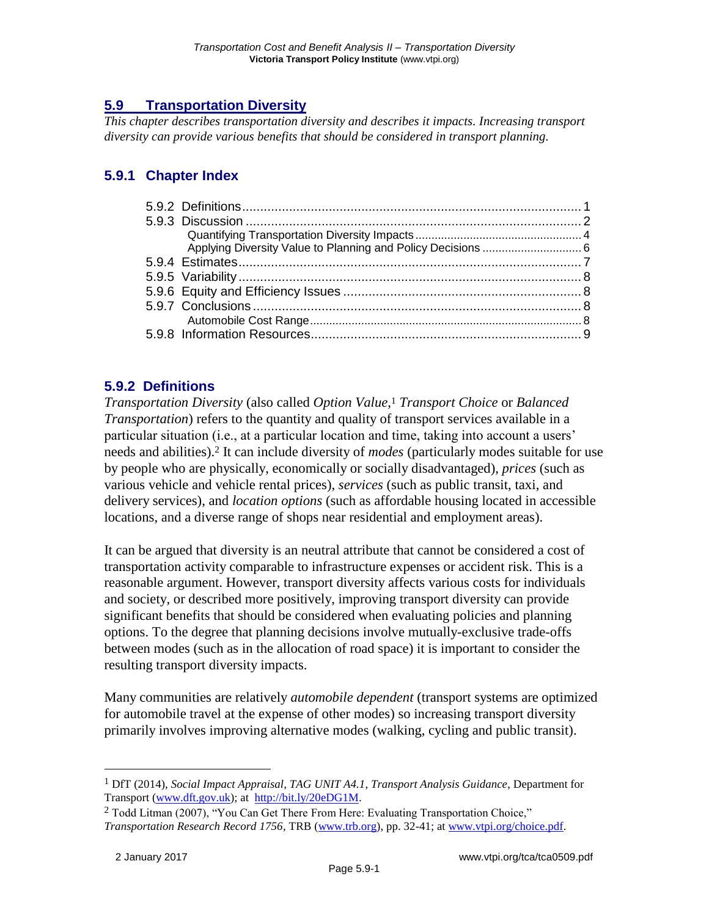## 5.9 Transportation Diversity

*This chapter describes transportation diversity and describes it impacts. Increasing transport diversity can provide various benefits that should be considered in transport planning.*

### 5.9.1 Chapter Index

5.9.2 Definitions ........ 1
5.9.3 Discussion ........ 2
- Quantifying Transportation Diversity Impacts ........ 4
- Applying Diversity Value to Planning and Policy Decisions ........ 6

5.9.4 Estimates ........ 7
5.9.5 Variability ........ 8
5.9.6 Equity and Efficiency Issues ........ 8
5.9.7 Conclusions ........ 8
- Automobile Cost Range ........ 8

5.9.8 Information Resources ........ 9

### 5.9.2 Definitions

*Transportation Diversity* (also called *Option Value*,[1] *Transport Choice* or *Balanced Transportation*) refers to the quantity and quality of transport services available in a particular situation (i.e., at a particular location and time, taking into account a users' needs and abilities).[2] It can include diversity of *modes* (particularly modes suitable for use by people who are physically, economically or socially disadvantaged), *prices* (such as various vehicle and vehicle rental prices), *services* (such as public transit, taxi, and delivery services), and *location options* (such as affordable housing located in accessible locations, and a diverse range of shops near residential and employment areas).

It can be argued that diversity is an neutral attribute that cannot be considered a cost of transportation activity comparable to infrastructure expenses or accident risk. This is a reasonable argument. However, transport diversity affects various costs for individuals and society, or described more positively, improving transport diversity can provide significant benefits that should be considered when evaluating policies and planning options. To the degree that planning decisions involve mutually-exclusive trade-offs between modes (such as in the allocation of road space) it is important to consider the resulting transport diversity impacts.

Many communities are relatively *automobile dependent* (transport systems are optimized for automobile travel at the expense of other modes) so increasing transport diversity primarily involves improving alternative modes (walking, cycling and public transit).

---

[1] DfT (2014), *Social Impact Appraisal, TAG UNIT A4.1, Transport Analysis Guidance*, Department for Transport (www.dft.gov.uk); at http://bit.ly/20eDG1M.

[2] Todd Litman (2007), "You Can Get There From Here: Evaluating Transportation Choice," *Transportation Research Record 1756*, TRB (www.trb.org), pp. 32-41; at www.vtpi.org/choice.pdf.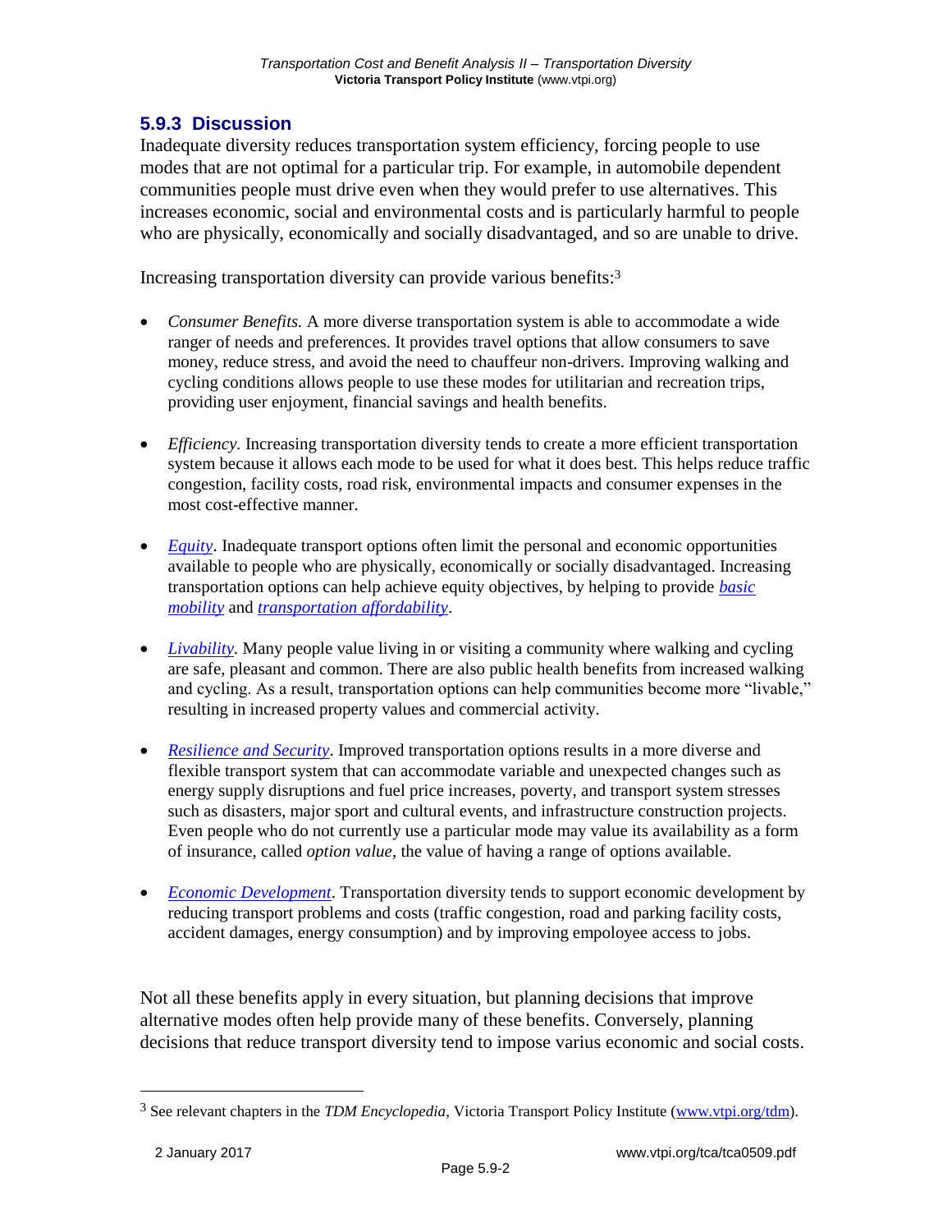### 5.9.3 Discussion

Inadequate diversity reduces transportation system efficiency, forcing people to use modes that are not optimal for a particular trip. For example, in automobile dependent communities people must drive even when they would prefer to use alternatives. This increases economic, social and environmental costs and is particularly harmful to people who are physically, economically and socially disadvantaged, and so are unable to drive.

Increasing transportation diversity can provide various benefits:[3]

- *Consumer Benefits.* A more diverse transportation system is able to accommodate a wide ranger of needs and preferences. It provides travel options that allow consumers to save money, reduce stress, and avoid the need to chauffeur non-drivers. Improving walking and cycling conditions allows people to use these modes for utilitarian and recreation trips, providing user enjoyment, financial savings and health benefits.

- *Efficiency.* Increasing transportation diversity tends to create a more efficient transportation system because it allows each mode to be used for what it does best. This helps reduce traffic congestion, facility costs, road risk, environmental impacts and consumer expenses in the most cost-effective manner.

- *Equity*. Inadequate transport options often limit the personal and economic opportunities available to people who are physically, economically or socially disadvantaged. Increasing transportation options can help achieve equity objectives, by helping to provide *basic mobility* and *transportation affordability*.

- *Livability.* Many people value living in or visiting a community where walking and cycling are safe, pleasant and common. There are also public health benefits from increased walking and cycling. As a result, transportation options can help communities become more "livable," resulting in increased property values and commercial activity.

- *Resilience and Security*. Improved transportation options results in a more diverse and flexible transport system that can accommodate variable and unexpected changes such as energy supply disruptions and fuel price increases, poverty, and transport system stresses such as disasters, major sport and cultural events, and infrastructure construction projects. Even people who do not currently use a particular mode may value its availability as a form of insurance, called *option value*, the value of having a range of options available.

- *Economic Development*. Transportation diversity tends to support economic development by reducing transport problems and costs (traffic congestion, road and parking facility costs, accident damages, energy consumption) and by improving empoloyee access to jobs.

Not all these benefits apply in every situation, but planning decisions that improve alternative modes often help provide many of these benefits. Conversely, planning decisions that reduce transport diversity tend to impose varius economic and social costs.

[3] See relevant chapters in the *TDM Encyclopedia*, Victoria Transport Policy Institute (www.vtpi.org/tdm).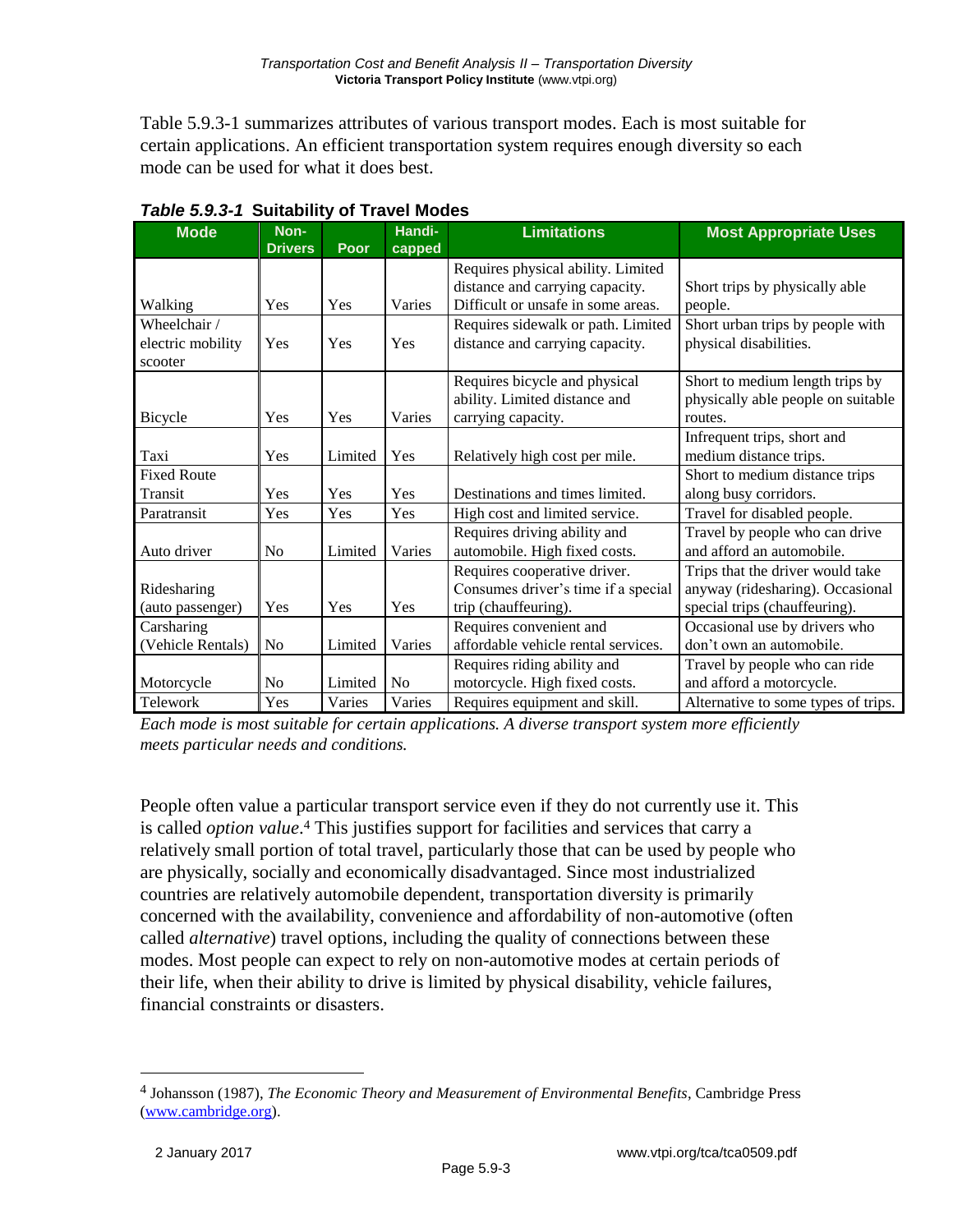Table 5.9.3-1 summarizes attributes of various transport modes. Each is most suitable for certain applications. An efficient transportation system requires enough diversity so each mode can be used for what it does best.

***Table 5.9.3-1* Suitability of Travel Modes**

| Mode | Non-Drivers | Poor | Handi-capped | Limitations | Most Appropriate Uses |
|---|---|---|---|---|---|
| Walking | Yes | Yes | Varies | Requires physical ability. Limited distance and carrying capacity. Difficult or unsafe in some areas. | Short trips by physically able people. |
| Wheelchair / electric mobility scooter | Yes | Yes | Yes | Requires sidewalk or path. Limited distance and carrying capacity. | Short urban trips by people with physical disabilities. |
| Bicycle | Yes | Yes | Varies | Requires bicycle and physical ability. Limited distance and carrying capacity. | Short to medium length trips by physically able people on suitable routes. |
| Taxi | Yes | Limited | Yes | Relatively high cost per mile. | Infrequent trips, short and medium distance trips. |
| Fixed Route Transit | Yes | Yes | Yes | Destinations and times limited. | Short to medium distance trips along busy corridors. |
| Paratransit | Yes | Yes | Yes | High cost and limited service. | Travel for disabled people. |
| Auto driver | No | Limited | Varies | Requires driving ability and automobile. High fixed costs. | Travel by people who can drive and afford an automobile. |
| Ridesharing (auto passenger) | Yes | Yes | Yes | Requires cooperative driver. Consumes driver's time if a special trip (chauffeuring). | Trips that the driver would take anyway (ridesharing). Occasional special trips (chauffeuring). |
| Carsharing (Vehicle Rentals) | No | Limited | Varies | Requires convenient and affordable vehicle rental services. | Occasional use by drivers who don't own an automobile. |
| Motorcycle | No | Limited | No | Requires riding ability and motorcycle. High fixed costs. | Travel by people who can ride and afford a motorcycle. |
| Telework | Yes | Varies | Varies | Requires equipment and skill. | Alternative to some types of trips. |

*Each mode is most suitable for certain applications. A diverse transport system more efficiently meets particular needs and conditions.*

People often value a particular transport service even if they do not currently use it. This is called *option value*.[4] This justifies support for facilities and services that carry a relatively small portion of total travel, particularly those that can be used by people who are physically, socially and economically disadvantaged. Since most industrialized countries are relatively automobile dependent, transportation diversity is primarily concerned with the availability, convenience and affordability of non-automotive (often called *alternative*) travel options, including the quality of connections between these modes. Most people can expect to rely on non-automotive modes at certain periods of their life, when their ability to drive is limited by physical disability, vehicle failures, financial constraints or disasters.

---

[4] Johansson (1987), *The Economic Theory and Measurement of Environmental Benefits*, Cambridge Press (www.cambridge.org).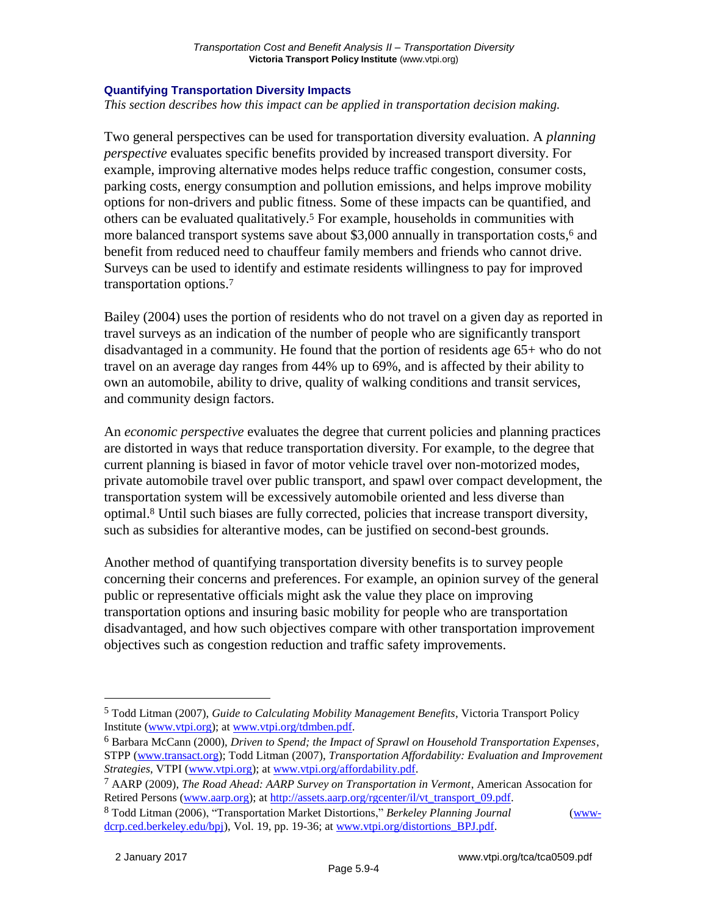### Quantifying Transportation Diversity Impacts

*This section describes how this impact can be applied in transportation decision making.*

Two general perspectives can be used for transportation diversity evaluation. A *planning perspective* evaluates specific benefits provided by increased transport diversity. For example, improving alternative modes helps reduce traffic congestion, consumer costs, parking costs, energy consumption and pollution emissions, and helps improve mobility options for non-drivers and public fitness. Some of these impacts can be quantified, and others can be evaluated qualitatively.[5] For example, households in communities with more balanced transport systems save about $3,000 annually in transportation costs,[6] and benefit from reduced need to chauffeur family members and friends who cannot drive. Surveys can be used to identify and estimate residents willingness to pay for improved transportation options.[7]

Bailey (2004) uses the portion of residents who do not travel on a given day as reported in travel surveys as an indication of the number of people who are significantly transport disadvantaged in a community. He found that the portion of residents age 65+ who do not travel on an average day ranges from 44% up to 69%, and is affected by their ability to own an automobile, ability to drive, quality of walking conditions and transit services, and community design factors.

An *economic perspective* evaluates the degree that current policies and planning practices are distorted in ways that reduce transportation diversity. For example, to the degree that current planning is biased in favor of motor vehicle travel over non-motorized modes, private automobile travel over public transport, and spawl over compact development, the transportation system will be excessively automobile oriented and less diverse than optimal.[8] Until such biases are fully corrected, policies that increase transport diversity, such as subsidies for alterantive modes, can be justified on second-best grounds.

Another method of quantifying transportation diversity benefits is to survey people concerning their concerns and preferences. For example, an opinion survey of the general public or representative officials might ask the value they place on improving transportation options and insuring basic mobility for people who are transportation disadvantaged, and how such objectives compare with other transportation improvement objectives such as congestion reduction and traffic safety improvements.

---

[5] Todd Litman (2007), *Guide to Calculating Mobility Management Benefits*, Victoria Transport Policy Institute (www.vtpi.org); at www.vtpi.org/tdmben.pdf.

[6] Barbara McCann (2000), *Driven to Spend; the Impact of Sprawl on Household Transportation Expenses*, STPP (www.transact.org); Todd Litman (2007), *Transportation Affordability: Evaluation and Improvement Strategies*, VTPI (www.vtpi.org); at www.vtpi.org/affordability.pdf.

[7] AARP (2009), *The Road Ahead: AARP Survey on Transportation in Vermont*, American Assocation for Retired Persons (www.aarp.org); at http://assets.aarp.org/rgcenter/il/vt_transport_09.pdf.

[8] Todd Litman (2006), "Transportation Market Distortions," *Berkeley Planning Journal* (www-dcrp.ced.berkeley.edu/bpj), Vol. 19, pp. 19-36; at www.vtpi.org/distortions_BPJ.pdf.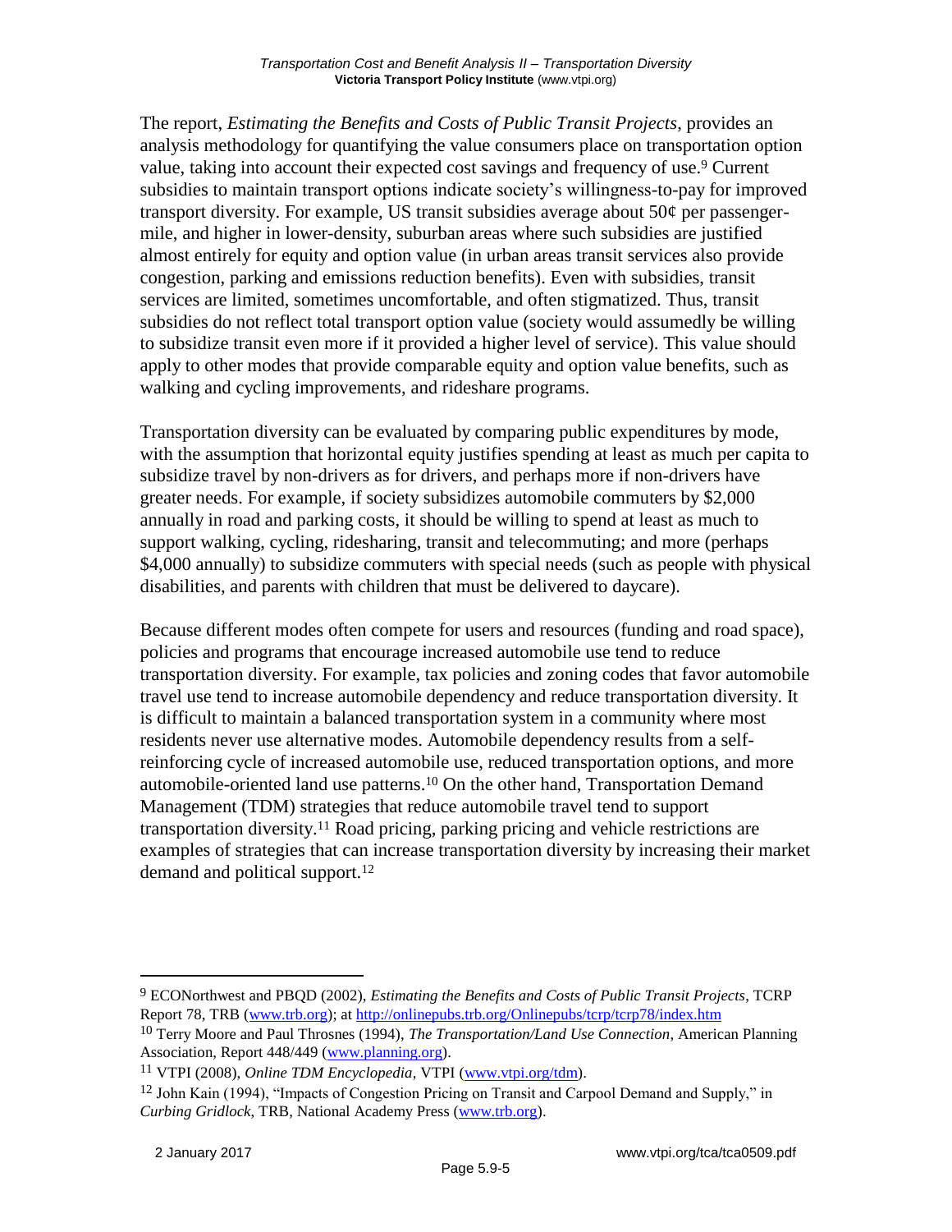The report, *Estimating the Benefits and Costs of Public Transit Projects*, provides an analysis methodology for quantifying the value consumers place on transportation option value, taking into account their expected cost savings and frequency of use.[9] Current subsidies to maintain transport options indicate society's willingness-to-pay for improved transport diversity. For example, US transit subsidies average about 50¢ per passenger-mile, and higher in lower-density, suburban areas where such subsidies are justified almost entirely for equity and option value (in urban areas transit services also provide congestion, parking and emissions reduction benefits). Even with subsidies, transit services are limited, sometimes uncomfortable, and often stigmatized. Thus, transit subsidies do not reflect total transport option value (society would assumedly be willing to subsidize transit even more if it provided a higher level of service). This value should apply to other modes that provide comparable equity and option value benefits, such as walking and cycling improvements, and rideshare programs.

Transportation diversity can be evaluated by comparing public expenditures by mode, with the assumption that horizontal equity justifies spending at least as much per capita to subsidize travel by non-drivers as for drivers, and perhaps more if non-drivers have greater needs. For example, if society subsidizes automobile commuters by $2,000 annually in road and parking costs, it should be willing to spend at least as much to support walking, cycling, ridesharing, transit and telecommuting; and more (perhaps $4,000 annually) to subsidize commuters with special needs (such as people with physical disabilities, and parents with children that must be delivered to daycare).

Because different modes often compete for users and resources (funding and road space), policies and programs that encourage increased automobile use tend to reduce transportation diversity. For example, tax policies and zoning codes that favor automobile travel use tend to increase automobile dependency and reduce transportation diversity. It is difficult to maintain a balanced transportation system in a community where most residents never use alternative modes. Automobile dependency results from a self-reinforcing cycle of increased automobile use, reduced transportation options, and more automobile-oriented land use patterns.[10] On the other hand, Transportation Demand Management (TDM) strategies that reduce automobile travel tend to support transportation diversity.[11] Road pricing, parking pricing and vehicle restrictions are examples of strategies that can increase transportation diversity by increasing their market demand and political support.[12]

---

[9] ECONorthwest and PBQD (2002), *Estimating the Benefits and Costs of Public Transit Projects*, TCRP Report 78, TRB (www.trb.org); at http://onlinepubs.trb.org/Onlinepubs/tcrp/tcrp78/index.htm

[10] Terry Moore and Paul Throsnes (1994), *The Transportation/Land Use Connection*, American Planning Association, Report 448/449 (www.planning.org).

[11] VTPI (2008), *Online TDM Encyclopedia*, VTPI (www.vtpi.org/tdm).

[12] John Kain (1994), "Impacts of Congestion Pricing on Transit and Carpool Demand and Supply," in *Curbing Gridlock*, TRB, National Academy Press (www.trb.org).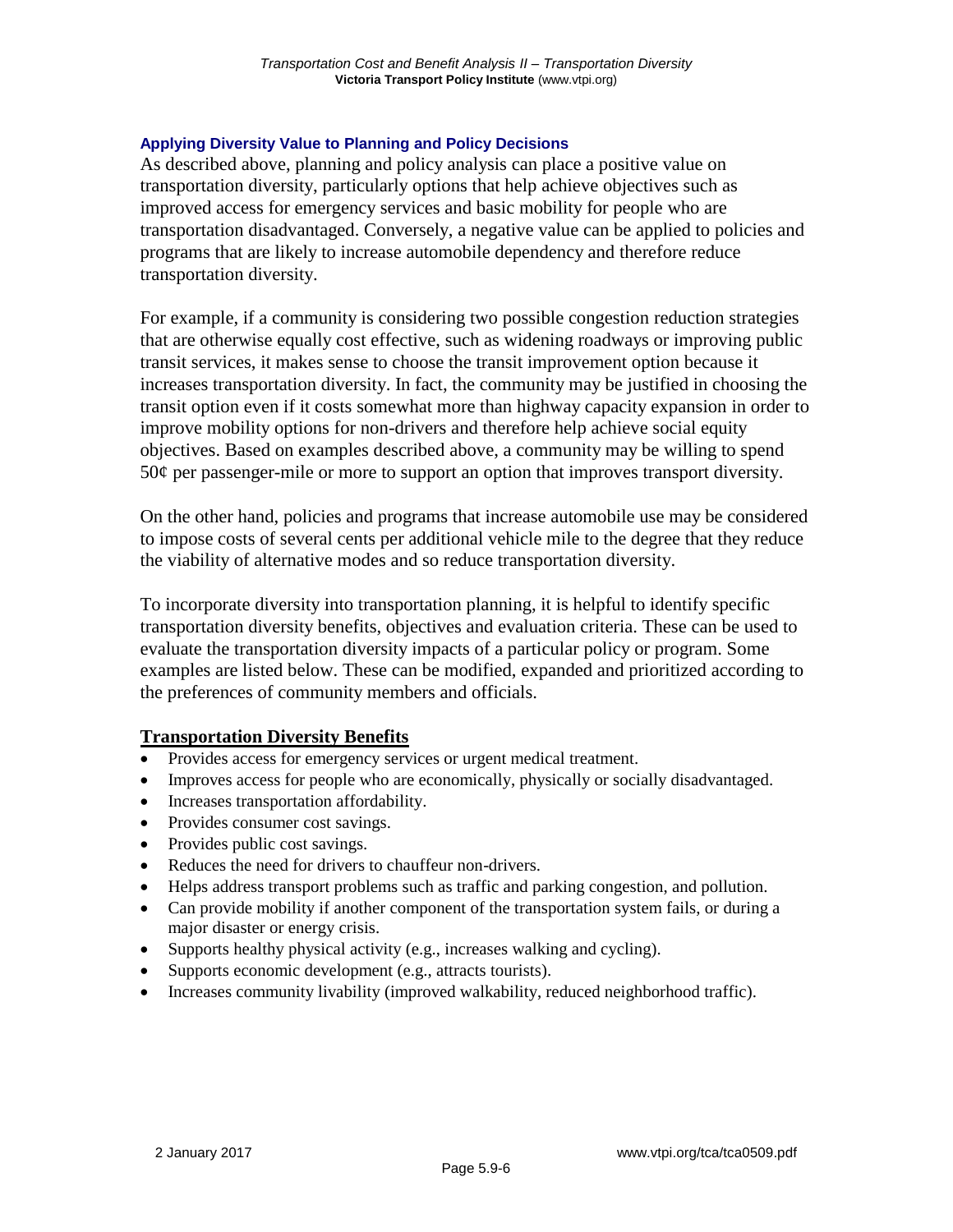### Applying Diversity Value to Planning and Policy Decisions

As described above, planning and policy analysis can place a positive value on transportation diversity, particularly options that help achieve objectives such as improved access for emergency services and basic mobility for people who are transportation disadvantaged. Conversely, a negative value can be applied to policies and programs that are likely to increase automobile dependency and therefore reduce transportation diversity.

For example, if a community is considering two possible congestion reduction strategies that are otherwise equally cost effective, such as widening roadways or improving public transit services, it makes sense to choose the transit improvement option because it increases transportation diversity. In fact, the community may be justified in choosing the transit option even if it costs somewhat more than highway capacity expansion in order to improve mobility options for non-drivers and therefore help achieve social equity objectives. Based on examples described above, a community may be willing to spend 50¢ per passenger-mile or more to support an option that improves transport diversity.

On the other hand, policies and programs that increase automobile use may be considered to impose costs of several cents per additional vehicle mile to the degree that they reduce the viability of alternative modes and so reduce transportation diversity.

To incorporate diversity into transportation planning, it is helpful to identify specific transportation diversity benefits, objectives and evaluation criteria. These can be used to evaluate the transportation diversity impacts of a particular policy or program. Some examples are listed below. These can be modified, expanded and prioritized according to the preferences of community members and officials.

**Transportation Diversity Benefits**

- Provides access for emergency services or urgent medical treatment.
- Improves access for people who are economically, physically or socially disadvantaged.
- Increases transportation affordability.
- Provides consumer cost savings.
- Provides public cost savings.
- Reduces the need for drivers to chauffeur non-drivers.
- Helps address transport problems such as traffic and parking congestion, and pollution.
- Can provide mobility if another component of the transportation system fails, or during a major disaster or energy crisis.
- Supports healthy physical activity (e.g., increases walking and cycling).
- Supports economic development (e.g., attracts tourists).
- Increases community livability (improved walkability, reduced neighborhood traffic).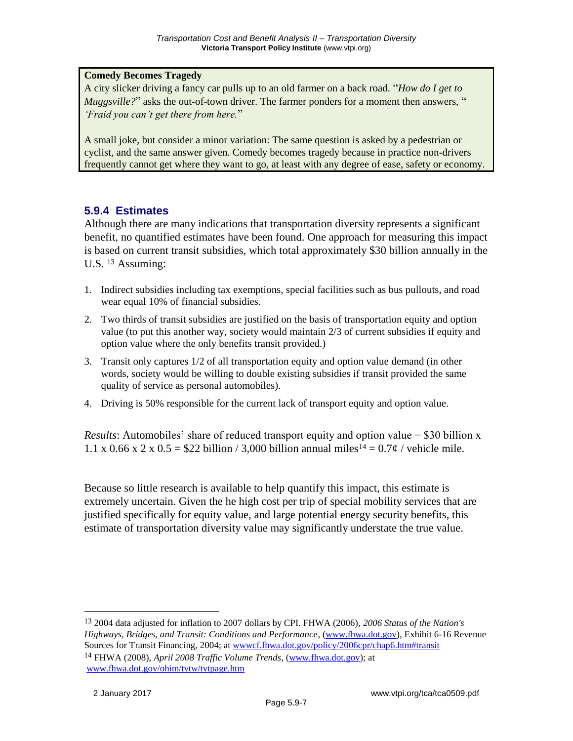**Comedy Becomes Tragedy**

A city slicker driving a fancy car pulls up to an old farmer on a back road. "*How do I get to Muggsville?*" asks the out-of-town driver. The farmer ponders for a moment then answers, " *'Fraid you can't get there from here.*"

A small joke, but consider a minor variation: The same question is asked by a pedestrian or cyclist, and the same answer given. Comedy becomes tragedy because in practice non-drivers frequently cannot get where they want to go, at least with any degree of ease, safety or economy.

### 5.9.4 Estimates

Although there are many indications that transportation diversity represents a significant benefit, no quantified estimates have been found. One approach for measuring this impact is based on current transit subsidies, which total approximately $30 billion annually in the U.S. [13] Assuming:

1. Indirect subsidies including tax exemptions, special facilities such as bus pullouts, and road wear equal 10% of financial subsidies.
2. Two thirds of transit subsidies are justified on the basis of transportation equity and option value (to put this another way, society would maintain 2/3 of current subsidies if equity and option value where the only benefits transit provided.)
3. Transit only captures 1/2 of all transportation equity and option value demand (in other words, society would be willing to double existing subsidies if transit provided the same quality of service as personal automobiles).
4. Driving is 50% responsible for the current lack of transport equity and option value.

*Results*: Automobiles' share of reduced transport equity and option value = $30 billion x 1.1 x 0.66 x 2 x 0.5 = $22 billion / 3,000 billion annual miles[14] = 0.7¢ / vehicle mile.

Because so little research is available to help quantify this impact, this estimate is extremely uncertain. Given the he high cost per trip of special mobility services that are justified specifically for equity value, and large potential energy security benefits, this estimate of transportation diversity value may significantly understate the true value.

---

[13] 2004 data adjusted for inflation to 2007 dollars by CPI. FHWA (2006), *2006 Status of the Nation's Highways, Bridges, and Transit: Conditions and Performance*, (www.fhwa.dot.gov), Exhibit 6-16 Revenue Sources for Transit Financing, 2004; at wwwcf.fhwa.dot.gov/policy/2006cpr/chap6.htm#transit

[14] FHWA (2008), *April 2008 Traffic Volume Trends*, (www.fhwa.dot.gov); at www.fhwa.dot.gov/ohim/tvtw/tvtpage.htm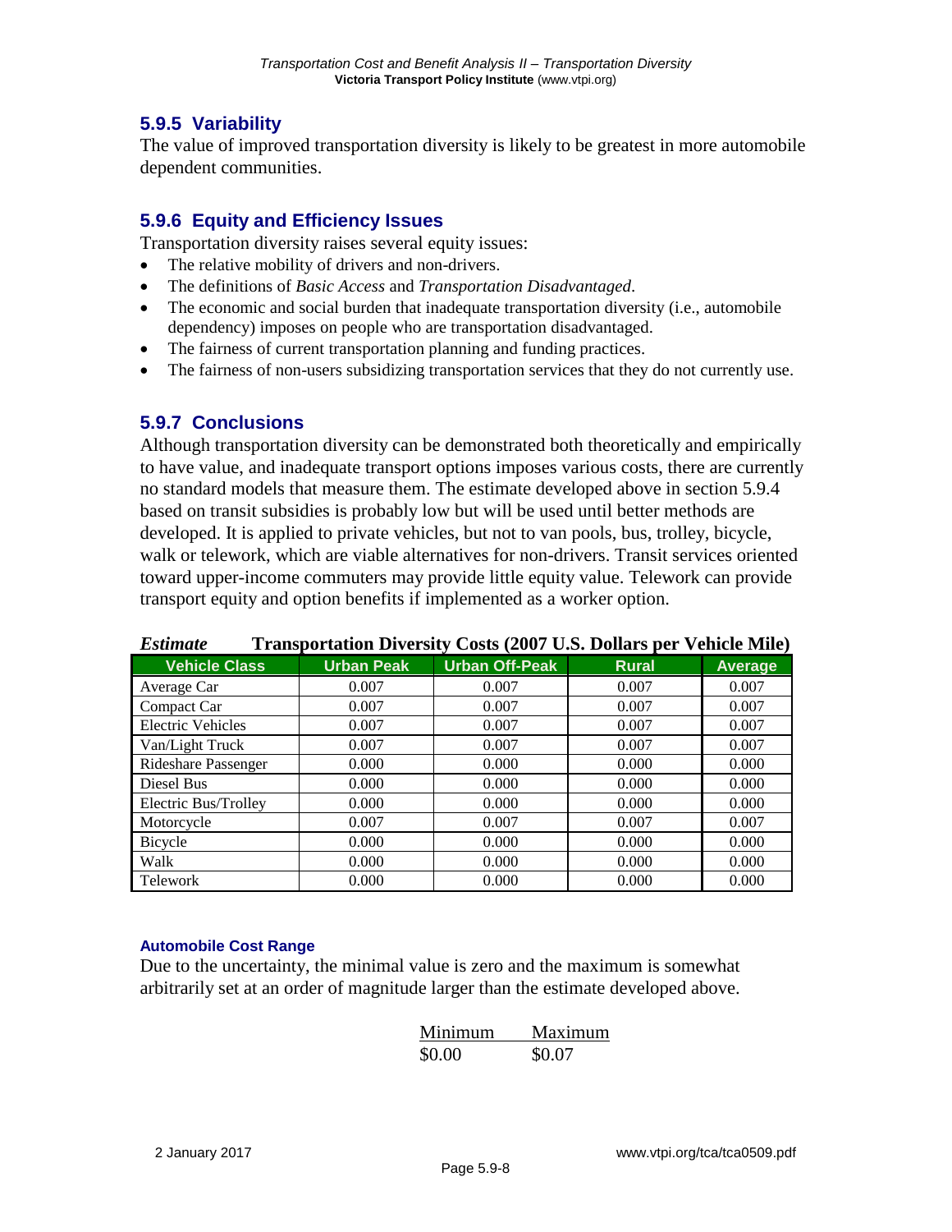### 5.9.5 Variability

The value of improved transportation diversity is likely to be greatest in more automobile dependent communities.

### 5.9.6 Equity and Efficiency Issues

Transportation diversity raises several equity issues:

- The relative mobility of drivers and non-drivers.
- The definitions of *Basic Access* and *Transportation Disadvantaged*.
- The economic and social burden that inadequate transportation diversity (i.e., automobile dependency) imposes on people who are transportation disadvantaged.
- The fairness of current transportation planning and funding practices.
- The fairness of non-users subsidizing transportation services that they do not currently use.

### 5.9.7 Conclusions

Although transportation diversity can be demonstrated both theoretically and empirically to have value, and inadequate transport options imposes various costs, there are currently no standard models that measure them. The estimate developed above in section 5.9.4 based on transit subsidies is probably low but will be used until better methods are developed. It is applied to private vehicles, but not to van pools, bus, trolley, bicycle, walk or telework, which are viable alternatives for non-drivers. Transit services oriented toward upper-income commuters may provide little equity value. Telework can provide transport equity and option benefits if implemented as a worker option.

***Estimate*** **Transportation Diversity Costs (2007 U.S. Dollars per Vehicle Mile)**

| Vehicle Class | Urban Peak | Urban Off-Peak | Rural | Average |
|---|---|---|---|---|
| Average Car | 0.007 | 0.007 | 0.007 | 0.007 |
| Compact Car | 0.007 | 0.007 | 0.007 | 0.007 |
| Electric Vehicles | 0.007 | 0.007 | 0.007 | 0.007 |
| Van/Light Truck | 0.007 | 0.007 | 0.007 | 0.007 |
| Rideshare Passenger | 0.000 | 0.000 | 0.000 | 0.000 |
| Diesel Bus | 0.000 | 0.000 | 0.000 | 0.000 |
| Electric Bus/Trolley | 0.000 | 0.000 | 0.000 | 0.000 |
| Motorcycle | 0.007 | 0.007 | 0.007 | 0.007 |
| Bicycle | 0.000 | 0.000 | 0.000 | 0.000 |
| Walk | 0.000 | 0.000 | 0.000 | 0.000 |
| Telework | 0.000 | 0.000 | 0.000 | 0.000 |

#### Automobile Cost Range

Due to the uncertainty, the minimal value is zero and the maximum is somewhat arbitrarily set at an order of magnitude larger than the estimate developed above.

| Minimum | Maximum |
|---|---|
| $0.00 | $0.07 |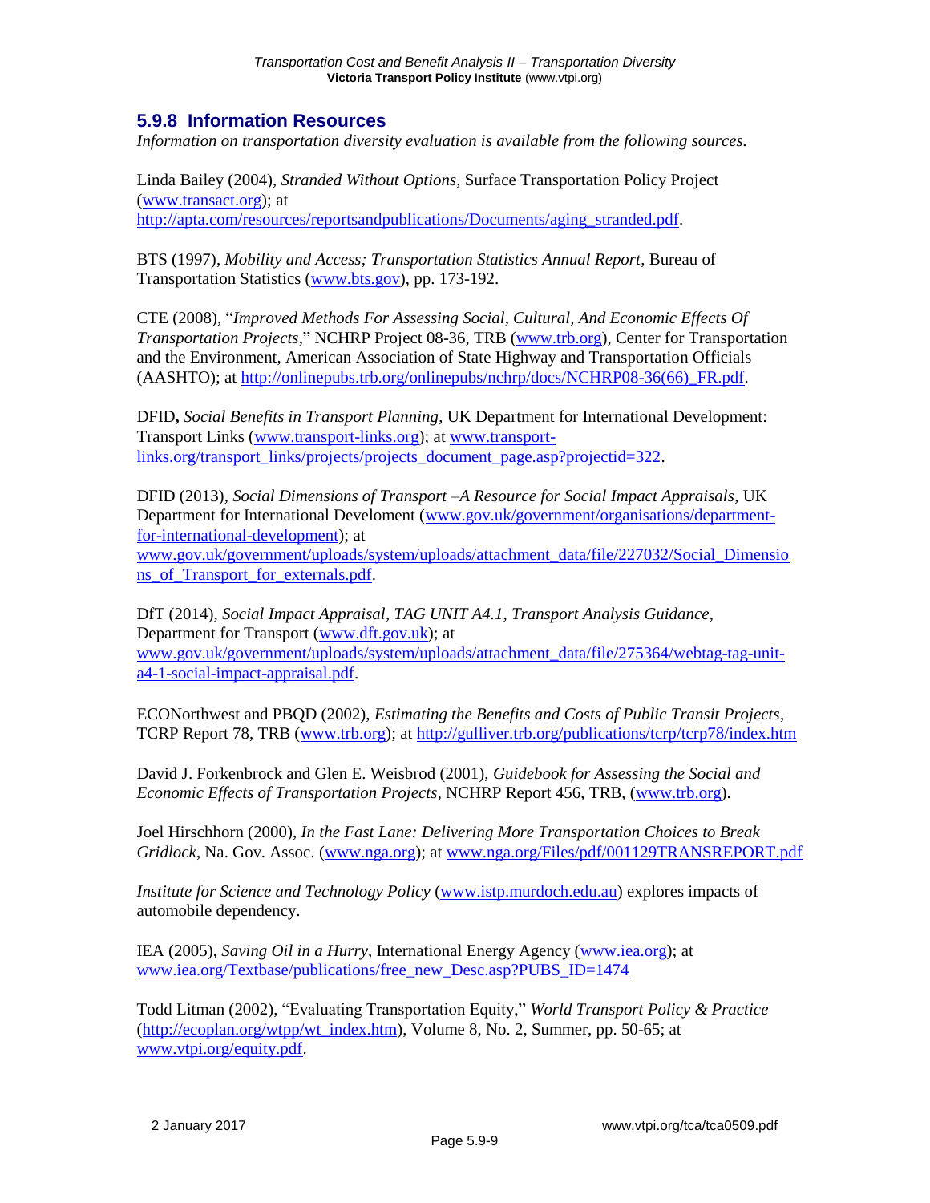### 5.9.8 Information Resources

*Information on transportation diversity evaluation is available from the following sources.*

Linda Bailey (2004), *Stranded Without Options*, Surface Transportation Policy Project (www.transact.org); at http://apta.com/resources/reportsandpublications/Documents/aging_stranded.pdf.

BTS (1997), *Mobility and Access; Transportation Statistics Annual Report*, Bureau of Transportation Statistics (www.bts.gov), pp. 173-192.

CTE (2008), "*Improved Methods For Assessing Social, Cultural, And Economic Effects Of Transportation Projects*," NCHRP Project 08-36, TRB (www.trb.org), Center for Transportation and the Environment, American Association of State Highway and Transportation Officials (AASHTO); at http://onlinepubs.trb.org/onlinepubs/nchrp/docs/NCHRP08-36(66)_FR.pdf.

DFID**,** *Social Benefits in Transport Planning*, UK Department for International Development: Transport Links (www.transport-links.org); at www.transport-links.org/transport_links/projects/projects_document_page.asp?projectid=322.

DFID (2013), *Social Dimensions of Transport –A Resource for Social Impact Appraisals*, UK Department for International Develoment (www.gov.uk/government/organisations/department-for-international-development); at www.gov.uk/government/uploads/system/uploads/attachment_data/file/227032/Social_Dimensions_of_Transport_for_externals.pdf.

DfT (2014), *Social Impact Appraisal, TAG UNIT A4.1, Transport Analysis Guidance*, Department for Transport (www.dft.gov.uk); at www.gov.uk/government/uploads/system/uploads/attachment_data/file/275364/webtag-tag-unit-a4-1-social-impact-appraisal.pdf.

ECONorthwest and PBQD (2002), *Estimating the Benefits and Costs of Public Transit Projects*, TCRP Report 78, TRB (www.trb.org); at http://gulliver.trb.org/publications/tcrp/tcrp78/index.htm

David J. Forkenbrock and Glen E. Weisbrod (2001), *Guidebook for Assessing the Social and Economic Effects of Transportation Projects*, NCHRP Report 456, TRB, (www.trb.org).

Joel Hirschhorn (2000), *In the Fast Lane: Delivering More Transportation Choices to Break Gridlock*, Na. Gov. Assoc. (www.nga.org); at www.nga.org/Files/pdf/001129TRANSREPORT.pdf

*Institute for Science and Technology Policy* (www.istp.murdoch.edu.au) explores impacts of automobile dependency.

IEA (2005), *Saving Oil in a Hurry*, International Energy Agency (www.iea.org); at www.iea.org/Textbase/publications/free_new_Desc.asp?PUBS_ID=1474

Todd Litman (2002), "Evaluating Transportation Equity," *World Transport Policy & Practice* (http://ecoplan.org/wtpp/wt_index.htm), Volume 8, No. 2, Summer, pp. 50-65; at www.vtpi.org/equity.pdf.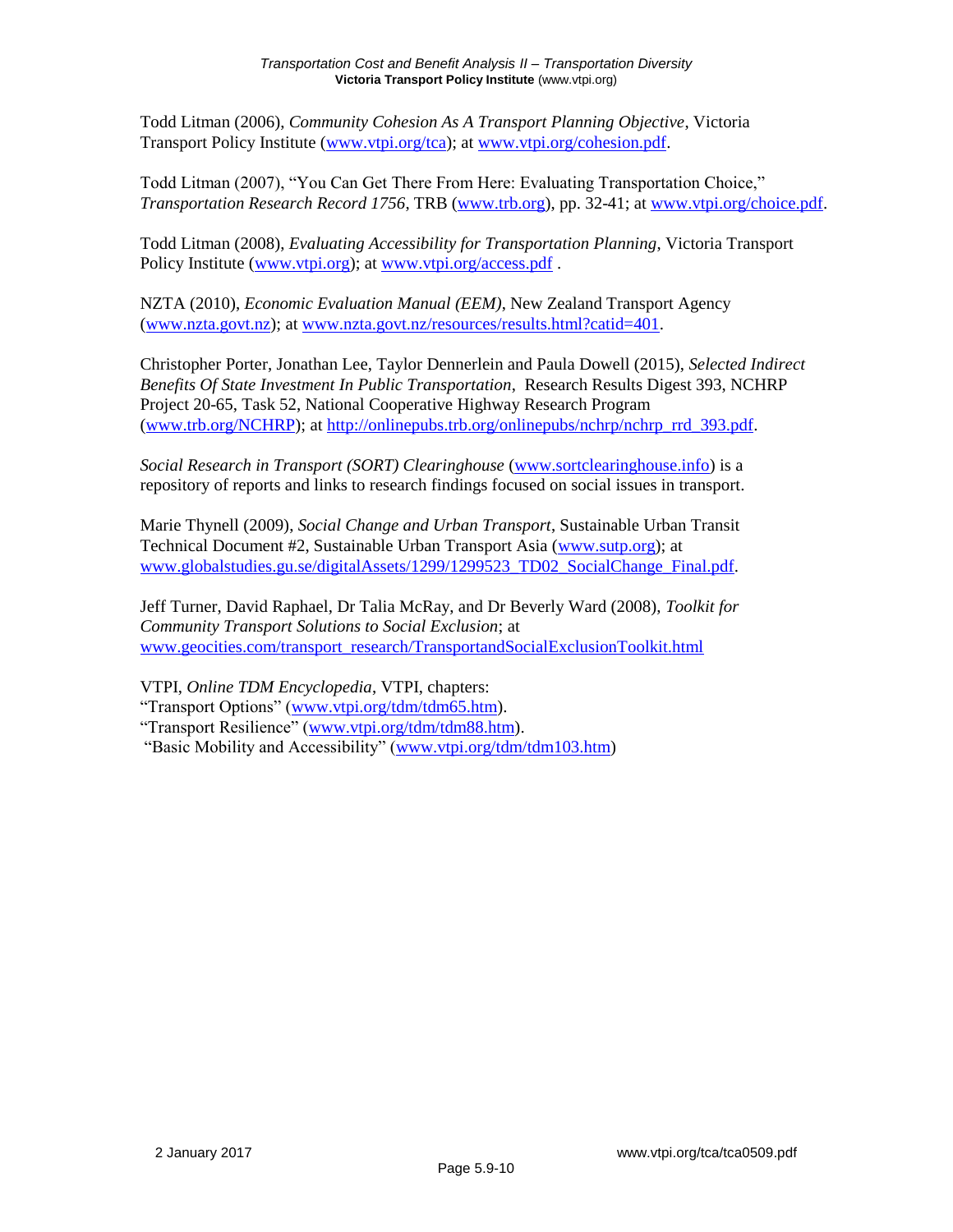Todd Litman (2006), *Community Cohesion As A Transport Planning Objective*, Victoria Transport Policy Institute (www.vtpi.org/tca); at www.vtpi.org/cohesion.pdf.

Todd Litman (2007), "You Can Get There From Here: Evaluating Transportation Choice," *Transportation Research Record 1756*, TRB (www.trb.org), pp. 32-41; at www.vtpi.org/choice.pdf.

Todd Litman (2008), *Evaluating Accessibility for Transportation Planning*, Victoria Transport Policy Institute (www.vtpi.org); at www.vtpi.org/access.pdf .

NZTA (2010), *Economic Evaluation Manual (EEM)*, New Zealand Transport Agency (www.nzta.govt.nz); at www.nzta.govt.nz/resources/results.html?catid=401.

Christopher Porter, Jonathan Lee, Taylor Dennerlein and Paula Dowell (2015), *Selected Indirect Benefits Of State Investment In Public Transportation*, Research Results Digest 393, NCHRP Project 20-65, Task 52, National Cooperative Highway Research Program (www.trb.org/NCHRP); at http://onlinepubs.trb.org/onlinepubs/nchrp/nchrp_rrd_393.pdf.

*Social Research in Transport (SORT) Clearinghouse* (www.sortclearinghouse.info) is a repository of reports and links to research findings focused on social issues in transport.

Marie Thynell (2009), *Social Change and Urban Transport*, Sustainable Urban Transit Technical Document #2, Sustainable Urban Transport Asia (www.sutp.org); at www.globalstudies.gu.se/digitalAssets/1299/1299523_TD02_SocialChange_Final.pdf.

Jeff Turner, David Raphael, Dr Talia McRay, and Dr Beverly Ward (2008), *Toolkit for Community Transport Solutions to Social Exclusion*; at www.geocities.com/transport_research/TransportandSocialExclusionToolkit.html

VTPI, *Online TDM Encyclopedia*, VTPI, chapters:
"Transport Options" (www.vtpi.org/tdm/tdm65.htm).
"Transport Resilience" (www.vtpi.org/tdm/tdm88.htm).
"Basic Mobility and Accessibility" (www.vtpi.org/tdm/tdm103.htm)